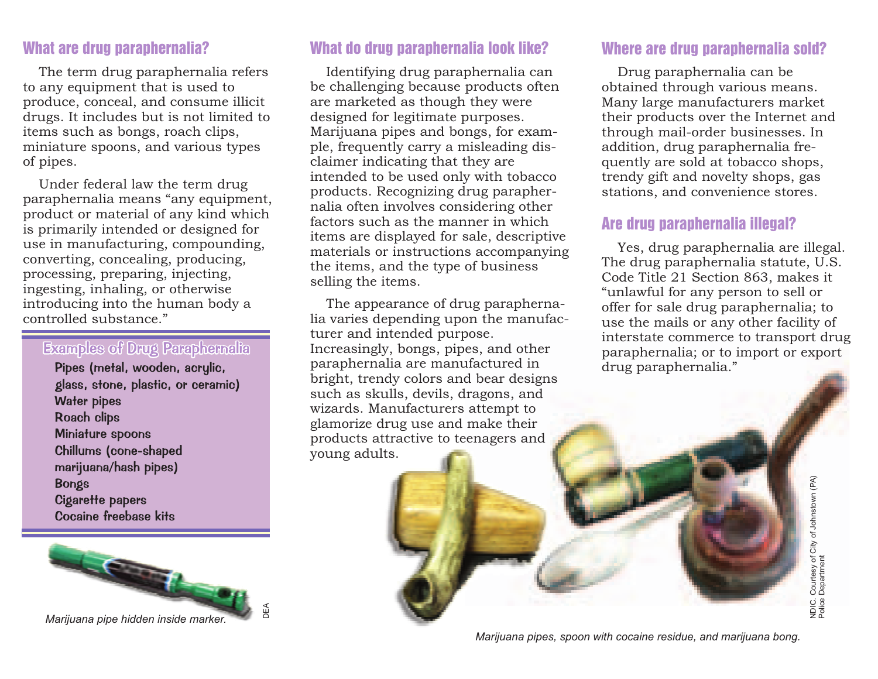## What are drug paraphernalia?

The term drug paraphernalia refers to any equipment that is used to produce, conceal, and consume illicit drugs. It includes but is not limited to items such as bongs, roach clips, miniature spoons, and various types of pipes.

Under federal law the term drug paraphernalia means "any equipment, product or material of any kind which is primarily intended or designed for use in manufacturing, compounding, converting, concealing, producing, processing, preparing, injecting, ingesting, inhaling, or otherwise introducing into the human body a controlled substance."

### Examples of Drug Paraphernalia

- Pipes (metal, wooden, acrylic, glass, stone, plastic, or ceramic)
- Water pipes
- Roach clips
- Miniature spoons
- Chillums (cone-shaped marijuana/hash pipes)
- Bongs
- Cigarette papers
- Cocaine freebase kits

*Marijuana pipe hidden inside marker.*

DEA

## What do drug paraphernalia look like?

Identifying drug paraphernalia can be challenging because products often are marketed as though they were designed for legitimate purposes. Marijuana pipes and bongs, for example, frequently carry a misleading disclaimer indicating that they are intended to be used only with tobacco products. Recognizing drug paraphernalia often involves considering other factors such as the manner in which items are displayed for sale, descriptive materials or instructions accompanying the items, and the type of business selling the items.

The appearance of drug paraphernalia varies depending upon the manufacturer and intended purpose. Increasingly, bongs, pipes, and other paraphernalia are manufactured in bright, trendy colors and bear designs such as skulls, devils, dragons, and wizards. Manufacturers attempt to glamorize drug use and make their products attractive to teenagers and young adults.

## Where are drug paraphernalia sold?

Drug paraphernalia can be obtained through various means. Many large manufacturers market their products over the Internet and through mail-order businesses. In addition, drug paraphernalia frequently are sold at tobacco shops, trendy gift and novelty shops, gas stations, and convenience stores.

## Are drug paraphernalia illegal?

Yes, drug paraphernalia are illegal. The drug paraphernalia statute, U.S. Code Title 21 Section 863, makes it "unlawful for any person to sell or offer for sale drug paraphernalia; to use the mails or any other facility of interstate commerce to transport drug paraphernalia; or to import or export drug paraphernalia."

*Marijuana pipes, spoon with cocaine residue, and marijuana bong.*

NDIC. Courtesy of City of Johnstown (PA) Police Department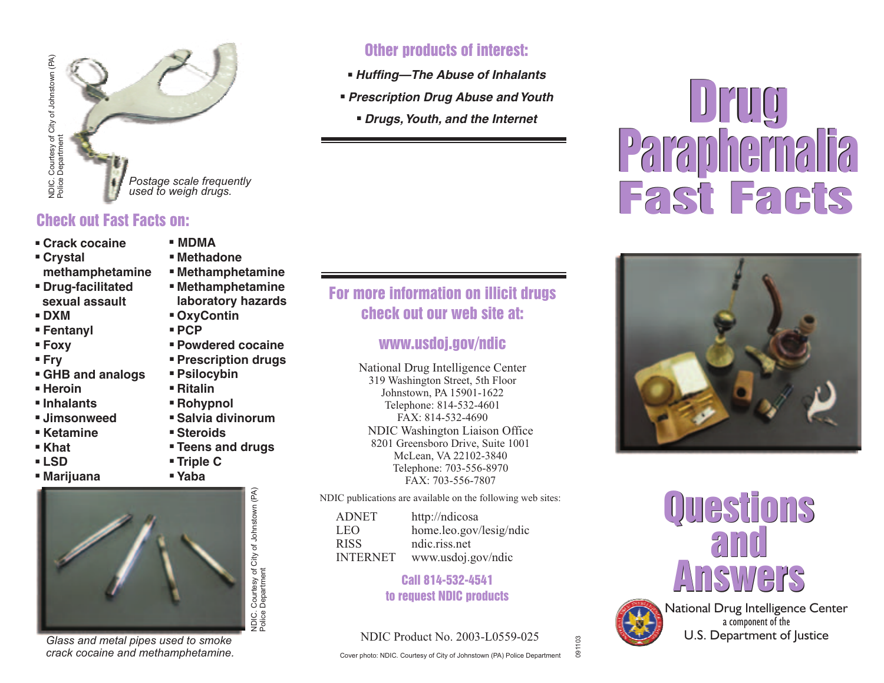NDIC. Courtesy of City of Johnstown (PA) Police Department

*Postage scale frequently used to weigh drugs.*

## Check out Fast Facts on:

- Crack cocaine
- Crystal methamphetamine
- Drug-facilitated sexual assault
- DXM
- Fentanyl
- Foxy
- Fry
- GHB and analogs
- Heroin
- Inhalants
- Jimsonweed
- Ketamine
- Khat
- LSD
- Marijuana
- MDMA
- Methadone
- Methamphetamine
- Methamphetamine laboratory hazards
- OxyContin
- PCP
- Powdered cocaine
- Prescription drugs
- Psilocybin
- Ritalin
- Rohypnol
- Salvia divinorum
- Steroids
- Teens and drugs
- Triple C
- Yaba

NDIC. Courtesy of City of Johnstown (PA) Police Department

*Glass and metal pipes used to smoke crack cocaine and methamphetamine.*

## Other products of interest:

- ***Huffing—The Abuse of Inhalants***
- ***Prescription Drug Abuse and Youth***
- ***Drugs, Youth, and the Internet***

## For more information on illicit drugs check out our web site at:

## www.usdoj.gov/ndic

National Drug Intelligence Center
319 Washington Street, 5th Floor
Johnstown, PA 15901-1622
Telephone: 814-532-4601
FAX: 814-532-4690

NDIC Washington Liaison Office
8201 Greensboro Drive, Suite 1001
McLean, VA 22102-3840
Telephone: 703-556-8970
FAX: 703-556-7807

NDIC publications are available on the following web sites:

| | |
|---|---|
| ADNET | http://ndicosa |
| LEO | home.leo.gov/lesig/ndic |
| RISS | ndic.riss.net |
| INTERNET | www.usdoj.gov/ndic |

**Call 814-532-4541 to request NDIC products**

NDIC Product No. 2003-L0559-025

Cover photo: NDIC. Courtesy of City of Johnstown (PA) Police Department

091103

# Drug Paraphernalia Fast Facts

# Questions and Answers

National Drug Intelligence Center
a component of the
U.S. Department of Justice